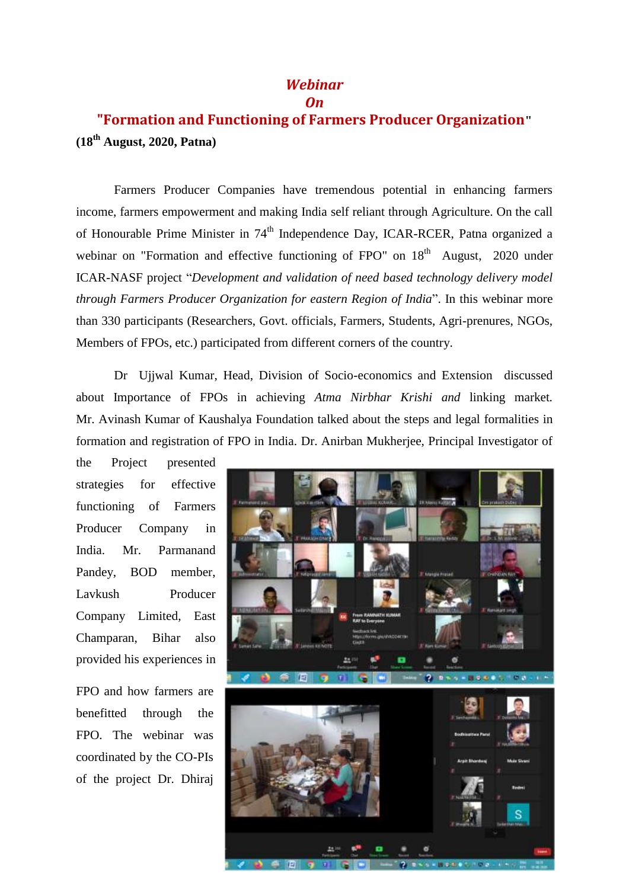# *Webinar*
# *On*
# "Formation and Functioning of Farmers Producer Organization"

**(18th August, 2020, Patna)**

Farmers Producer Companies have tremendous potential in enhancing farmers income, farmers empowerment and making India self reliant through Agriculture. On the call of Honourable Prime Minister in 74th Independence Day, ICAR-RCER, Patna organized a webinar on "Formation and effective functioning of FPO" on 18th August, 2020 under ICAR-NASF project "*Development and validation of need based technology delivery model through Farmers Producer Organization for eastern Region of India*". In this webinar more than 330 participants (Researchers, Govt. officials, Farmers, Students, Agri-prenures, NGOs, Members of FPOs, etc.) participated from different corners of the country.

Dr Ujjwal Kumar, Head, Division of Socio-economics and Extension discussed about Importance of FPOs in achieving *Atma Nirbhar Krishi and* linking market. Mr. Avinash Kumar of Kaushalya Foundation talked about the steps and legal formalities in formation and registration of FPO in India. Dr. Anirban Mukherjee, Principal Investigator of the Project presented strategies for effective functioning of Farmers Producer Company in India. Mr. Parmanand Pandey, BOD member, Lavkush Producer Company Limited, East Champaran, Bihar also provided his experiences in FPO and how farmers are benefitted through the FPO. The webinar was coordinated by the CO-PIs of the project Dr. Dhiraj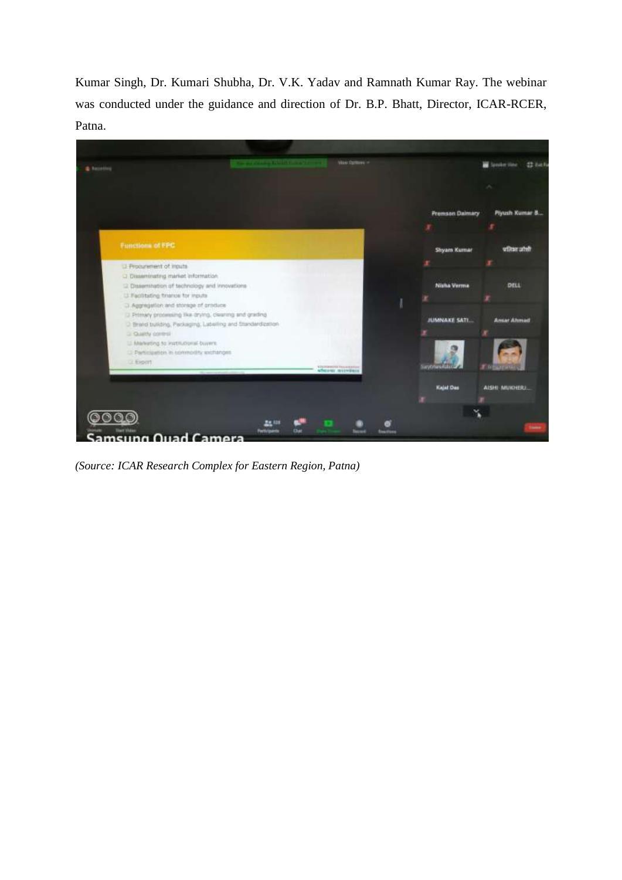Kumar Singh, Dr. Kumari Shubha, Dr. V.K. Yadav and Ramnath Kumar Ray. The webinar was conducted under the guidance and direction of Dr. B.P. Bhatt, Director, ICAR-RCER, Patna.

*(Source: ICAR Research Complex for Eastern Region, Patna)*